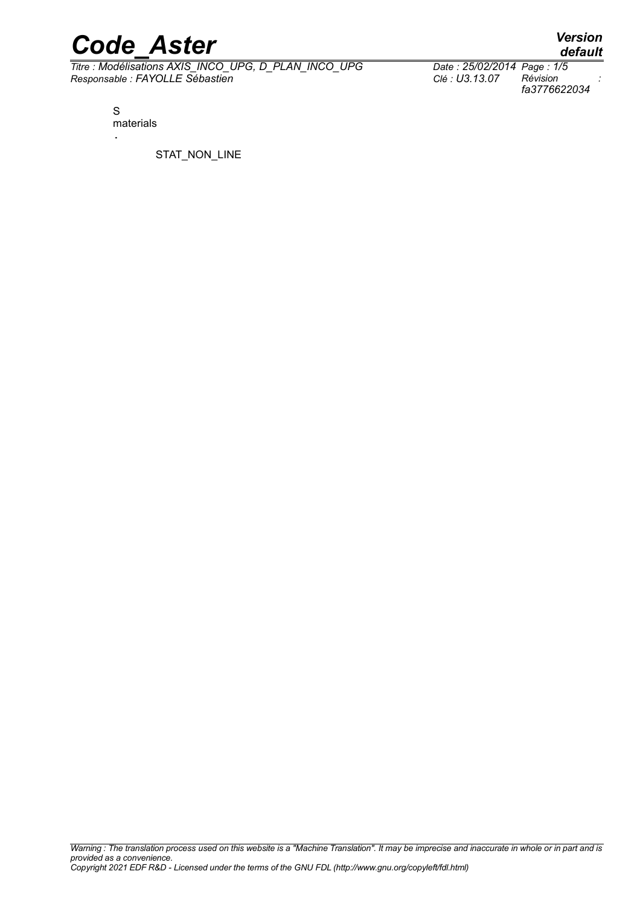S
materials

.

STAT_NON_LINE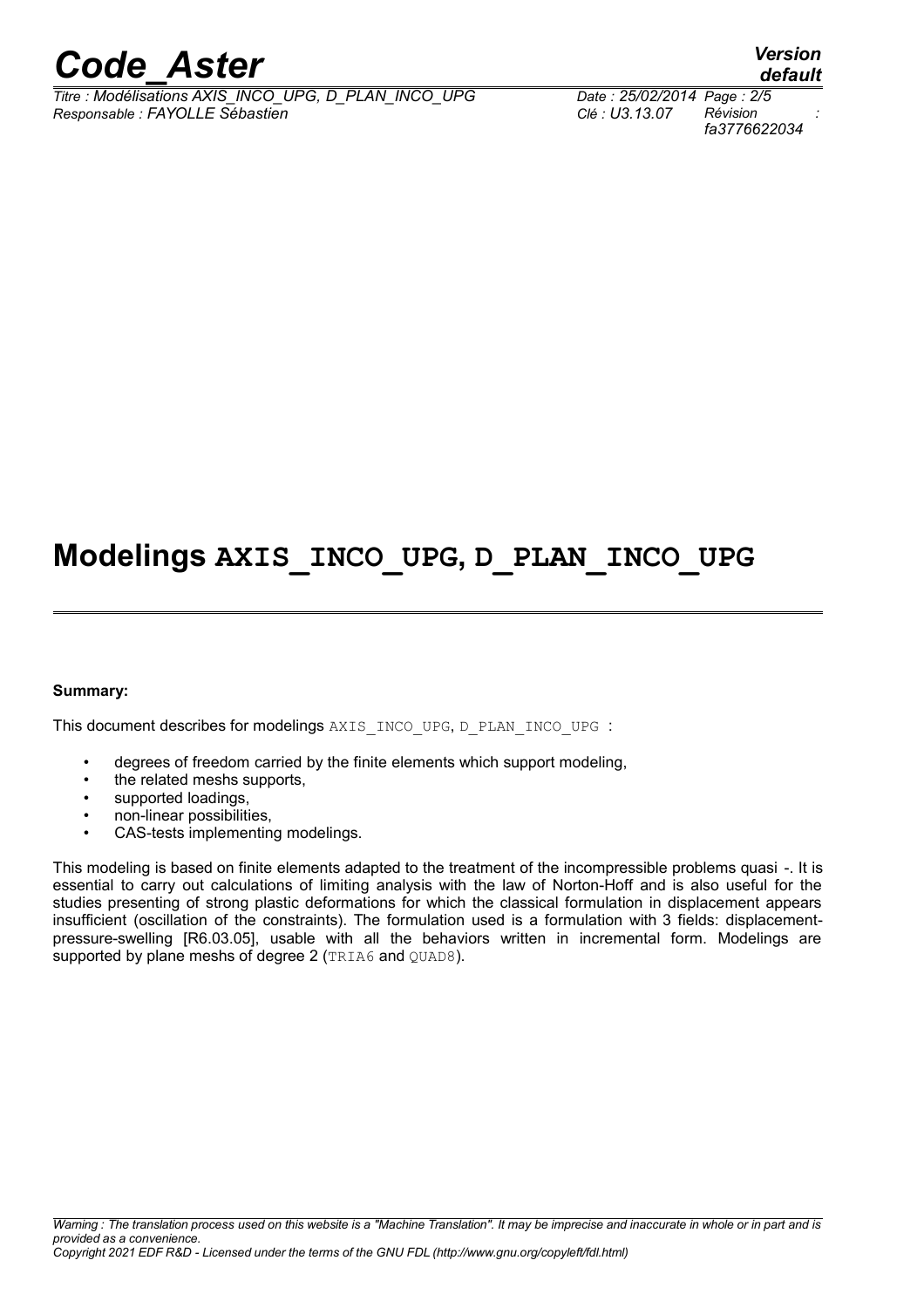# Modelings AXIS_INCO_UPG, D_PLAN_INCO_UPG

**Summary:**

This document describes for modelings AXIS_INCO_UPG, D_PLAN_INCO_UPG :

- degrees of freedom carried by the finite elements which support modeling,
- the related meshs supports,
- supported loadings,
- non-linear possibilities,
- CAS-tests implementing modelings.

This modeling is based on finite elements adapted to the treatment of the incompressible problems quasi -. It is essential to carry out calculations of limiting analysis with the law of Norton-Hoff and is also useful for the studies presenting of strong plastic deformations for which the classical formulation in displacement appears insufficient (oscillation of the constraints). The formulation used is a formulation with 3 fields: displacement-pressure-swelling [R6.03.05], usable with all the behaviors written in incremental form. Modelings are supported by plane meshs of degree 2 (TRIA6 and QUAD8).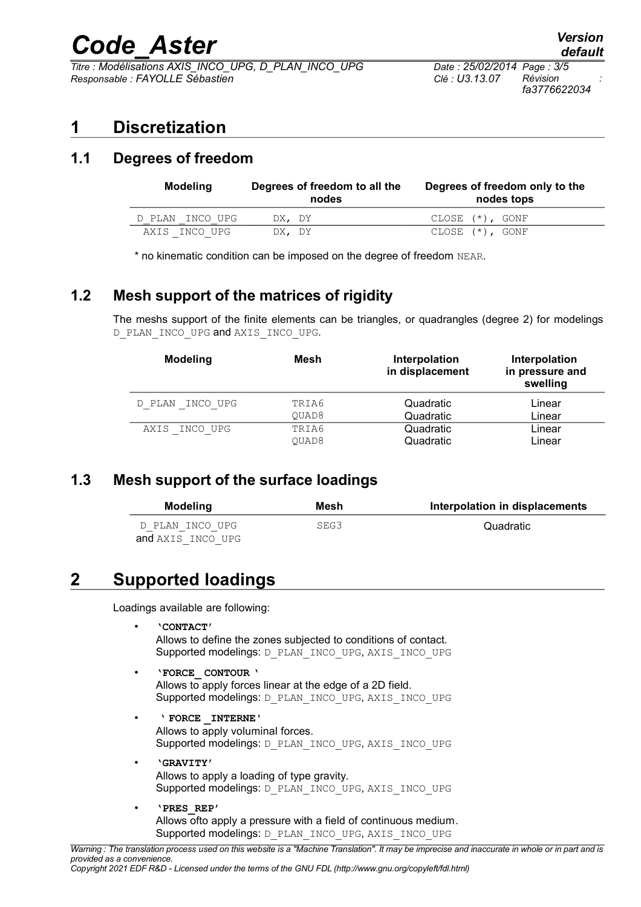# 1 Discretization

## 1.1 Degrees of freedom

| Modeling | Degrees of freedom to all the nodes | Degrees of freedom only to the nodes tops |
|---|---|---|
| D_PLAN _INCO_UPG | DX, DY | CLOSE (*), GONF |
| AXIS _INCO_UPG | DX, DY | CLOSE (*), GONF |

* no kinematic condition can be imposed on the degree of freedom NEAR.

## 1.2 Mesh support of the matrices of rigidity

The meshs support of the finite elements can be triangles, or quadrangles (degree 2) for modelings D_PLAN_INCO_UPG and AXIS_INCO_UPG.

| Modeling | Mesh | Interpolation in displacement | Interpolation in pressure and swelling |
|---|---|---|---|
| D_PLAN _INCO_UPG | TRIA6 | Quadratic | Linear |
| | QUAD8 | Quadratic | Linear |
| AXIS _INCO_UPG | TRIA6 | Quadratic | Linear |
| | QUAD8 | Quadratic | Linear |

## 1.3 Mesh support of the surface loadings

| Modeling | Mesh | Interpolation in displacements |
|---|---|---|
| D_PLAN_INCO_UPG and AXIS_INCO_UPG | SEG3 | Quadratic |

# 2 Supported loadings

Loadings available are following:

- **'CONTACT'**
  Allows to define the zones subjected to conditions of contact.
  Supported modelings: D_PLAN_INCO_UPG, AXIS_INCO_UPG
- **'FORCE_ CONTOUR '**
  Allows to apply forces linear at the edge of a 2D field.
  Supported modelings: D_PLAN_INCO_UPG, AXIS_INCO_UPG
- **' FORCE _INTERNE'**
  Allows to apply voluminal forces.
  Supported modelings: D_PLAN_INCO_UPG, AXIS_INCO_UPG
- **'GRAVITY'**
  Allows to apply a loading of type gravity.
  Supported modelings: D_PLAN_INCO_UPG, AXIS_INCO_UPG
- **'PRES_REP'**
  Allows ofto apply a pressure with a field of continuous medium.
  Supported modelings: D_PLAN_INCO_UPG, AXIS_INCO_UPG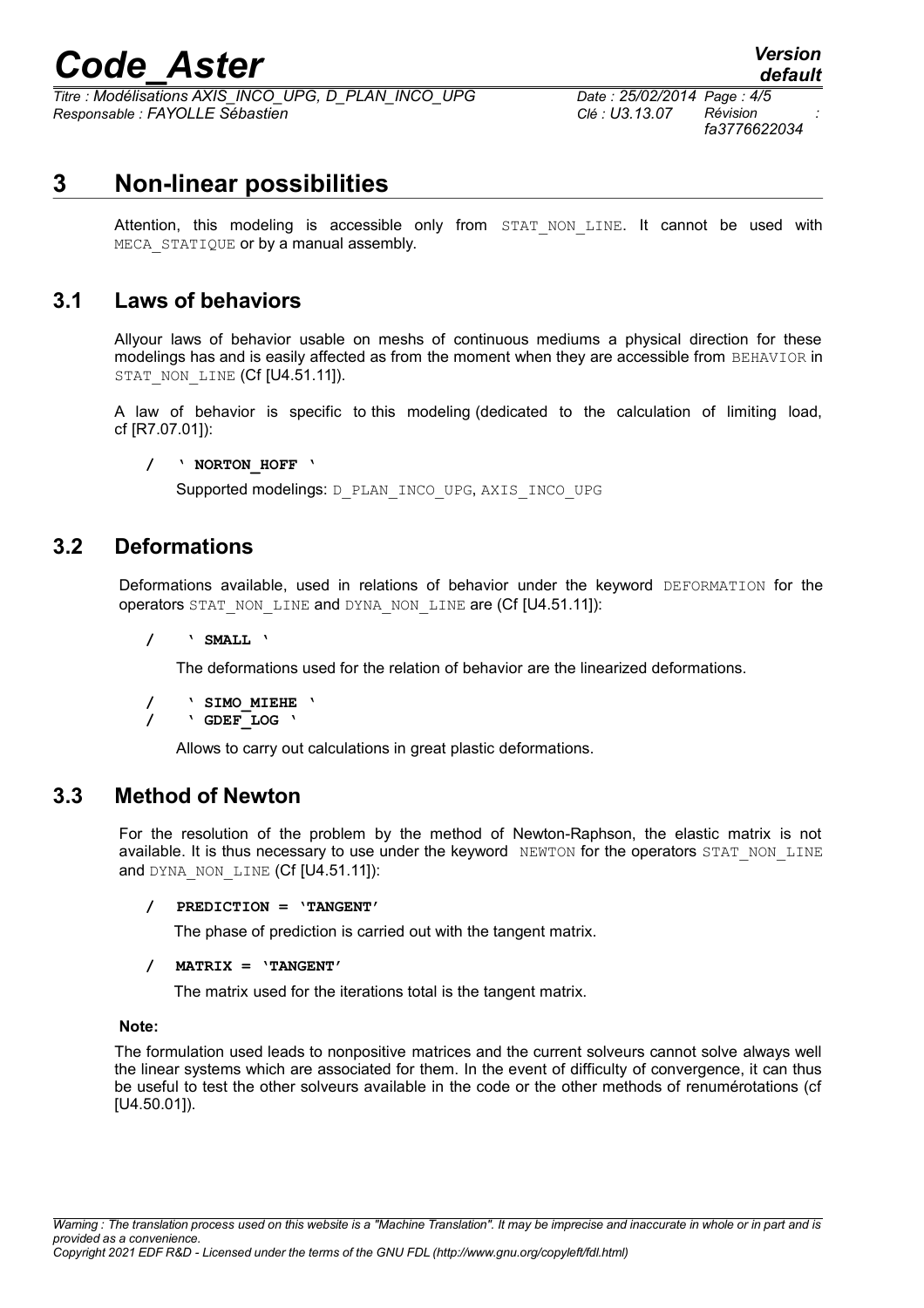# 3 Non-linear possibilities

Attention, this modeling is accessible only from STAT_NON_LINE. It cannot be used with MECA_STATIQUE or by a manual assembly.

## 3.1 Laws of behaviors

Allyour laws of behavior usable on meshs of continuous mediums a physical direction for these modelings has and is easily affected as from the moment when they are accessible from BEHAVIOR in STAT_NON_LINE (Cf [U4.51.11]).

A law of behavior is specific to this modeling (dedicated to the calculation of limiting load, cf [R7.07.01]):

**/ ' NORTON_HOFF '**

Supported modelings: D_PLAN_INCO_UPG, AXIS_INCO_UPG

## 3.2 Deformations

Deformations available, used in relations of behavior under the keyword DEFORMATION for the operators STAT_NON_LINE and DYNA_NON_LINE are (Cf [U4.51.11]):

**/ ' SMALL '**

The deformations used for the relation of behavior are the linearized deformations.

**/ ' SIMO_MIEHE '**
**/ ' GDEF_LOG '**

Allows to carry out calculations in great plastic deformations.

## 3.3 Method of Newton

For the resolution of the problem by the method of Newton-Raphson, the elastic matrix is not available. It is thus necessary to use under the keyword NEWTON for the operators STAT_NON_LINE and DYNA_NON_LINE (Cf [U4.51.11]):

**/ PREDICTION = 'TANGENT'**

The phase of prediction is carried out with the tangent matrix.

**/ MATRIX = 'TANGENT'**

The matrix used for the iterations total is the tangent matrix.

**Note:**

The formulation used leads to nonpositive matrices and the current solveurs cannot solve always well the linear systems which are associated for them. In the event of difficulty of convergence, it can thus be useful to test the other solveurs available in the code or the other methods of renumérotations (cf [U4.50.01]).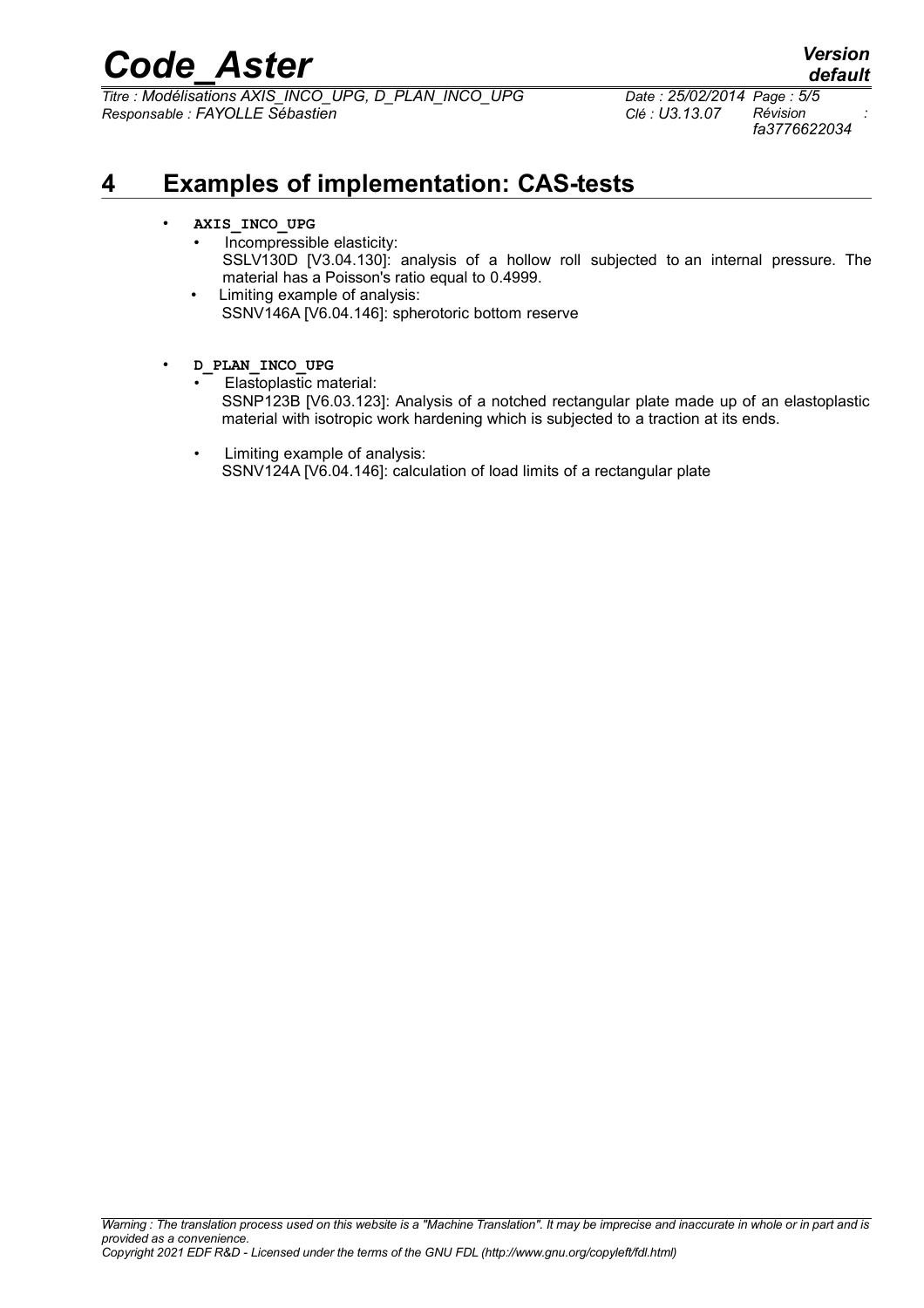# 4 Examples of implementation: CAS-tests

- **AXIS_INCO_UPG**
  - Incompressible elasticity:
    SSLV130D [V3.04.130]: analysis of a hollow roll subjected to an internal pressure. The material has a Poisson's ratio equal to 0.4999.
  - Limiting example of analysis:
    SSNV146A [V6.04.146]: spherotoric bottom reserve

- **D_PLAN_INCO_UPG**
  - Elastoplastic material:
    SSNP123B [V6.03.123]: Analysis of a notched rectangular plate made up of an elastoplastic material with isotropic work hardening which is subjected to a traction at its ends.
  - Limiting example of analysis:
    SSNV124A [V6.04.146]: calculation of load limits of a rectangular plate